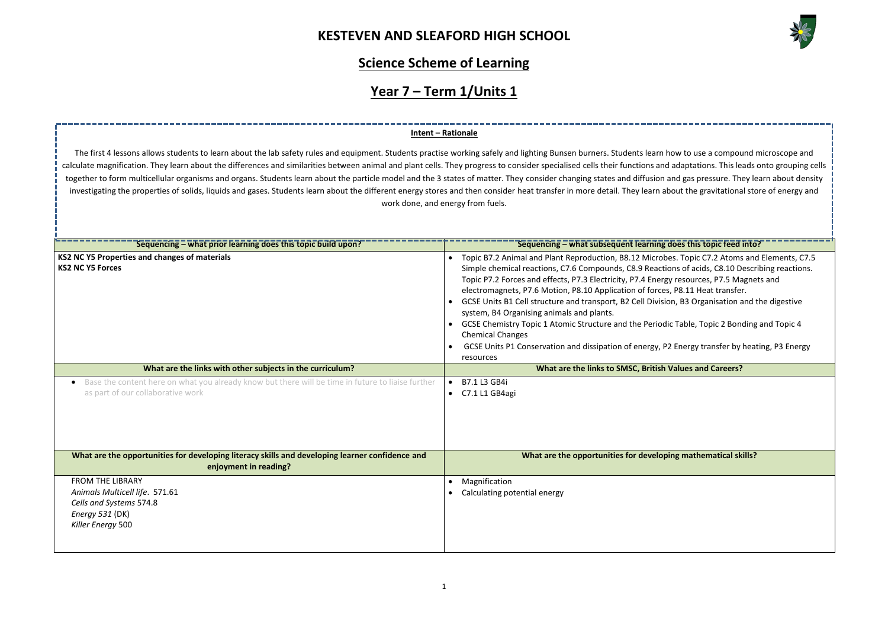# KESTEVEN AND SLEAFORD HIGH SCHOOL

## Science Scheme of Learning

## Year 7 – Term 1/Units 1

**Intent – Rationale**

The first 4 lessons allows students to learn about the lab safety rules and equipment. Students practise working safely and lighting Bunsen burners. Students learn how to use a compound microscope and calculate magnification. They learn about the differences and similarities between animal and plant cells. They progress to consider specialised cells their functions and adaptations. This leads onto grouping cells together to form multicellular organisms and organs. Students learn about the particle model and the 3 states of matter. They consider changing states and diffusion and gas pressure. They learn about density investigating the properties of solids, liquids and gases. Students learn about the different energy stores and then consider heat transfer in more detail. They learn about the gravitational store of energy and work done, and energy from fuels.

| Sequencing – what prior learning does this topic build upon? | Sequencing – what subsequent learning does this topic feed into? |
|---|---|
| **KS2 NC Y5 Properties and changes of materials**<br>**KS2 NC Y5 Forces** | • Topic B7.2 Animal and Plant Reproduction, B8.12 Microbes. Topic C7.2 Atoms and Elements, C7.5 Simple chemical reactions, C7.6 Compounds, C8.9 Reactions of acids, C8.10 Describing reactions. Topic P7.2 Forces and effects, P7.3 Electricity, P7.4 Energy resources, P7.5 Magnets and electromagnets, P7.6 Motion, P8.10 Application of forces, P8.11 Heat transfer.<br>• GCSE Units B1 Cell structure and transport, B2 Cell Division, B3 Organisation and the digestive system, B4 Organising animals and plants.<br>• GCSE Chemistry Topic 1 Atomic Structure and the Periodic Table, Topic 2 Bonding and Topic 4 Chemical Changes<br>• GCSE Units P1 Conservation and dissipation of energy, P2 Energy transfer by heating, P3 Energy resources |
| **What are the links with other subjects in the curriculum?** | **What are the links to SMSC, British Values and Careers?** |
| • Base the content here on what you already know but there will be time in future to liaise further as part of our collaborative work | • B7.1 L3 GB4i<br>• C7.1 L1 GB4agi |
| **What are the opportunities for developing literacy skills and developing learner confidence and enjoyment in reading?** | **What are the opportunities for developing mathematical skills?** |
| FROM THE LIBRARY<br>*Animals Multicell life*. 571.61<br>*Cells and Systems* 574.8<br>*Energy 531* (DK)<br>*Killer Energy* 500 | • Magnification<br>• Calculating potential energy |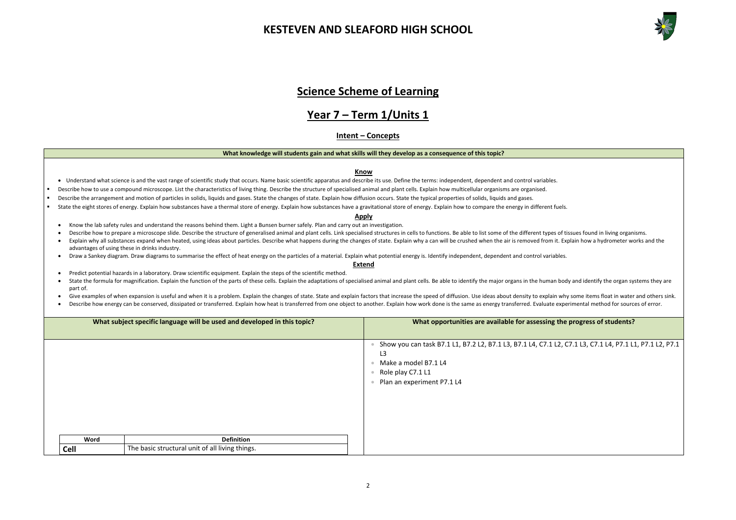# KESTEVEN AND SLEAFORD HIGH SCHOOL

## Science Scheme of Learning

## Year 7 – Term 1/Units 1

### Intent – Concepts

**What knowledge will students gain and what skills will they develop as a consequence of this topic?**

**Know**

- Understand what science is and the vast range of scientific study that occurs. Name basic scientific apparatus and describe its use. Define the terms: independent, dependent and control variables.
- Describe how to use a compound microscope. List the characteristics of living thing. Describe the structure of specialised animal and plant cells. Explain how multicellular organisms are organised.
- Describe the arrangement and motion of particles in solids, liquids and gases. State the changes of state. Explain how diffusion occurs. State the typical properties of solids, liquids and gases.
- State the eight stores of energy. Explain how substances have a thermal store of energy. Explain how substances have a gravitational store of energy. Explain how to compare the energy in different fuels.

**Apply**

- Know the lab safety rules and understand the reasons behind them. Light a Bunsen burner safely. Plan and carry out an investigation.
- Describe how to prepare a microscope slide. Describe the structure of generalised animal and plant cells. Link specialised structures in cells to functions. Be able to list some of the different types of tissues found in living organisms.
- Explain why all substances expand when heated, using ideas about particles. Describe what happens during the changes of state. Explain why a can will be crushed when the air is removed from it. Explain how a hydrometer works and the advantages of using these in drinks industry.
- Draw a Sankey diagram. Draw diagrams to summarise the effect of heat energy on the particles of a material. Explain what potential energy is. Identify independent, dependent and control variables.

**Extend**

- Predict potential hazards in a laboratory. Draw scientific equipment. Explain the steps of the scientific method.
- State the formula for magnification. Explain the function of the parts of these cells. Explain the adaptations of specialised animal and plant cells. Be able to identify the major organs in the human body and identify the organ systems they are part of.
- Give examples of when expansion is useful and when it is a problem. Explain the changes of state. State and explain factors that increase the speed of diffusion. Use ideas about density to explain why some items float in water and others sink.
- Describe how energy can be conserved, dissipated or transferred. Explain how heat is transferred from one object to another. Explain how work done is the same as energy transferred. Evaluate experimental method for sources of error.

**What subject specific language will be used and developed in this topic?**

| Word | Definition |
|---|---|
| Cell | The basic structural unit of all living things. |

**What opportunities are available for assessing the progress of students?**

- Show you can task B7.1 L1, B7.2 L2, B7.1 L3, B7.1 L4, C7.1 L2, C7.1 L3, C7.1 L4, P7.1 L1, P7.1 L2, P7.1 L3
- Make a model B7.1 L4
- Role play C7.1 L1
- Plan an experiment P7.1 L4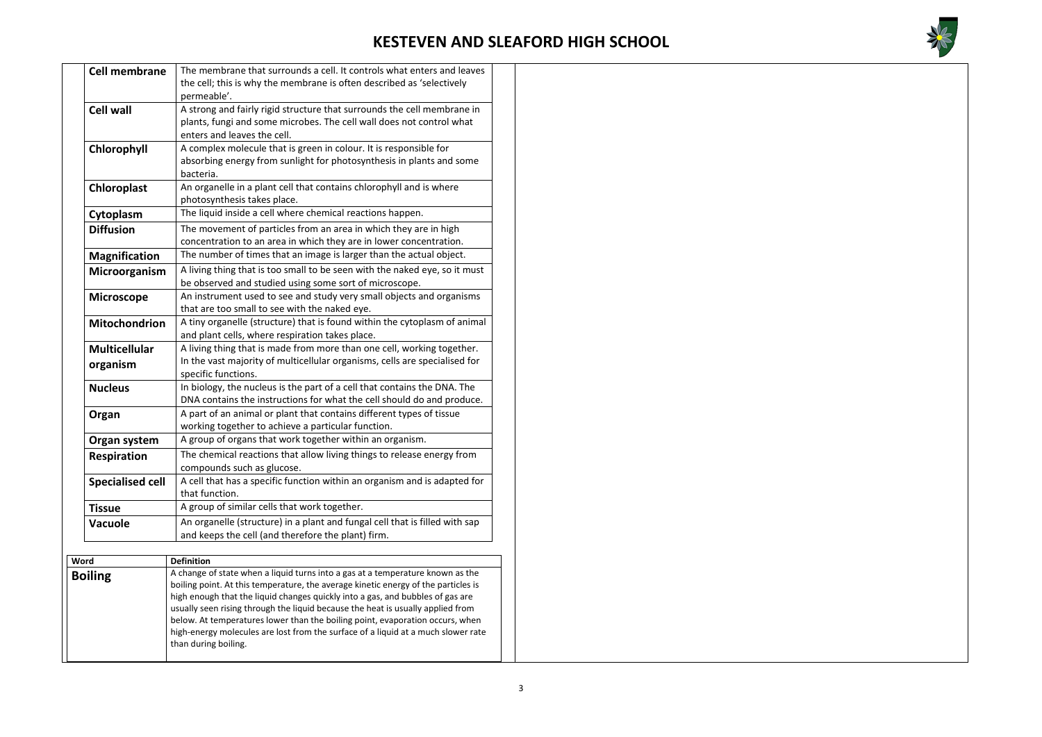| | |
|---|---|
| **Cell membrane** | The membrane that surrounds a cell. It controls what enters and leaves the cell; this is why the membrane is often described as 'selectively permeable'. |
| **Cell wall** | A strong and fairly rigid structure that surrounds the cell membrane in plants, fungi and some microbes. The cell wall does not control what enters and leaves the cell. |
| **Chlorophyll** | A complex molecule that is green in colour. It is responsible for absorbing energy from sunlight for photosynthesis in plants and some bacteria. |
| **Chloroplast** | An organelle in a plant cell that contains chlorophyll and is where photosynthesis takes place. |
| **Cytoplasm** | The liquid inside a cell where chemical reactions happen. |
| **Diffusion** | The movement of particles from an area in which they are in high concentration to an area in which they are in lower concentration. |
| **Magnification** | The number of times that an image is larger than the actual object. |
| **Microorganism** | A living thing that is too small to be seen with the naked eye, so it must be observed and studied using some sort of microscope. |
| **Microscope** | An instrument used to see and study very small objects and organisms that are too small to see with the naked eye. |
| **Mitochondrion** | A tiny organelle (structure) that is found within the cytoplasm of animal and plant cells, where respiration takes place. |
| **Multicellular organism** | A living thing that is made from more than one cell, working together. In the vast majority of multicellular organisms, cells are specialised for specific functions. |
| **Nucleus** | In biology, the nucleus is the part of a cell that contains the DNA. The DNA contains the instructions for what the cell should do and produce. |
| **Organ** | A part of an animal or plant that contains different types of tissue working together to achieve a particular function. |
| **Organ system** | A group of organs that work together within an organism. |
| **Respiration** | The chemical reactions that allow living things to release energy from compounds such as glucose. |
| **Specialised cell** | A cell that has a specific function within an organism and is adapted for that function. |
| **Tissue** | A group of similar cells that work together. |
| **Vacuole** | An organelle (structure) in a plant and fungal cell that is filled with sap and keeps the cell (and therefore the plant) firm. |

| Word | Definition |
|---|---|
| **Boiling** | A change of state when a liquid turns into a gas at a temperature known as the boiling point. At this temperature, the average kinetic energy of the particles is high enough that the liquid changes quickly into a gas, and bubbles of gas are usually seen rising through the liquid because the heat is usually applied from below. At temperatures lower than the boiling point, evaporation occurs, when high-energy molecules are lost from the surface of a liquid at a much slower rate than during boiling. |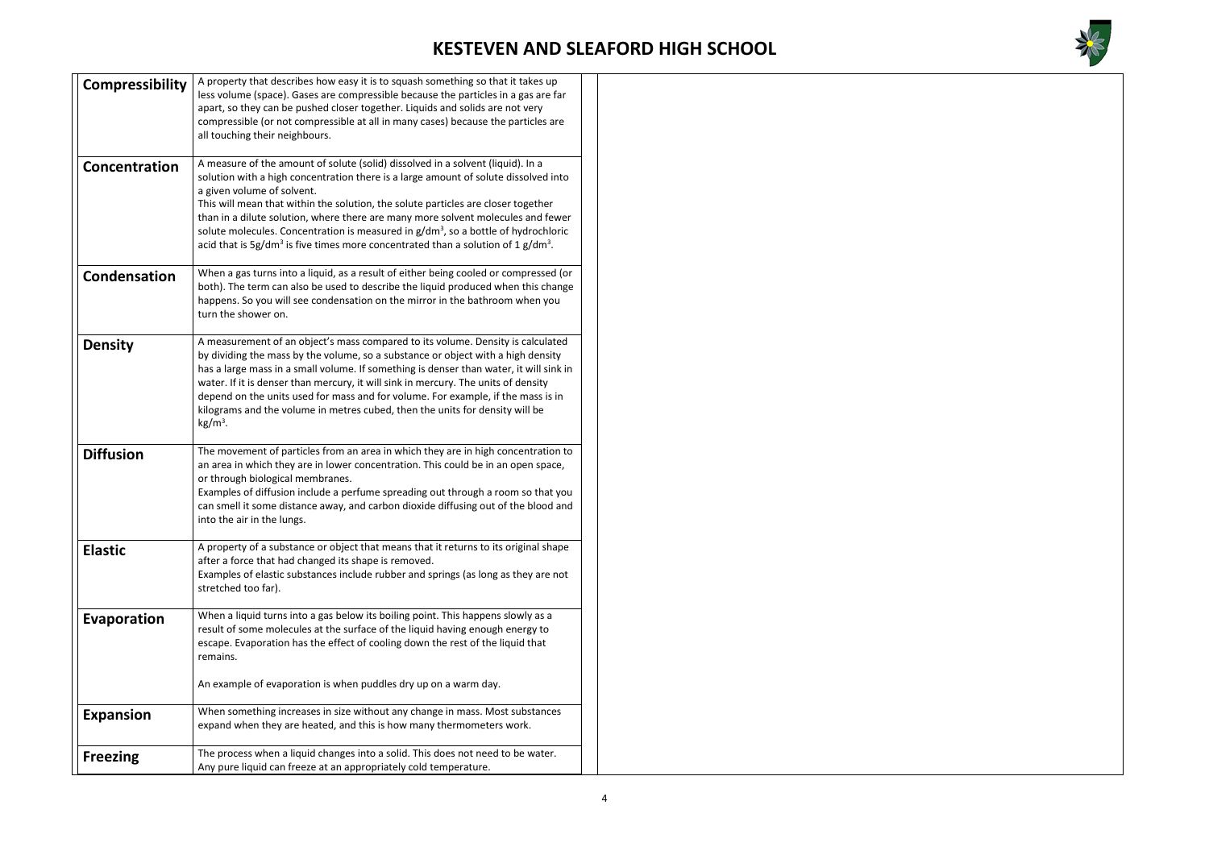| | |
|---|---|
| **Compressibility** | A property that describes how easy it is to squash something so that it takes up less volume (space). Gases are compressible because the particles in a gas are far apart, so they can be pushed closer together. Liquids and solids are not very compressible (or not compressible at all in many cases) because the particles are all touching their neighbours. |
| **Concentration** | A measure of the amount of solute (solid) dissolved in a solvent (liquid). In a solution with a high concentration there is a large amount of solute dissolved into a given volume of solvent.<br>This will mean that within the solution, the solute particles are closer together than in a dilute solution, where there are many more solvent molecules and fewer solute molecules. Concentration is measured in $g/dm^3$, so a bottle of hydrochloric acid that is $5g/dm^3$ is five times more concentrated than a solution of 1 $g/dm^3$. |
| **Condensation** | When a gas turns into a liquid, as a result of either being cooled or compressed (or both). The term can also be used to describe the liquid produced when this change happens. So you will see condensation on the mirror in the bathroom when you turn the shower on. |
| **Density** | A measurement of an object's mass compared to its volume. Density is calculated by dividing the mass by the volume, so a substance or object with a high density has a large mass in a small volume. If something is denser than water, it will sink in water. If it is denser than mercury, it will sink in mercury. The units of density depend on the units used for mass and for volume. For example, if the mass is in kilograms and the volume in metres cubed, then the units for density will be $kg/m^3$. |
| **Diffusion** | The movement of particles from an area in which they are in high concentration to an area in which they are in lower concentration. This could be in an open space, or through biological membranes.<br>Examples of diffusion include a perfume spreading out through a room so that you can smell it some distance away, and carbon dioxide diffusing out of the blood and into the air in the lungs. |
| **Elastic** | A property of a substance or object that means that it returns to its original shape after a force that had changed its shape is removed.<br>Examples of elastic substances include rubber and springs (as long as they are not stretched too far). |
| **Evaporation** | When a liquid turns into a gas below its boiling point. This happens slowly as a result of some molecules at the surface of the liquid having enough energy to escape. Evaporation has the effect of cooling down the rest of the liquid that remains.<br><br>An example of evaporation is when puddles dry up on a warm day. |
| **Expansion** | When something increases in size without any change in mass. Most substances expand when they are heated, and this is how many thermometers work. |
| **Freezing** | The process when a liquid changes into a solid. This does not need to be water. Any pure liquid can freeze at an appropriately cold temperature. |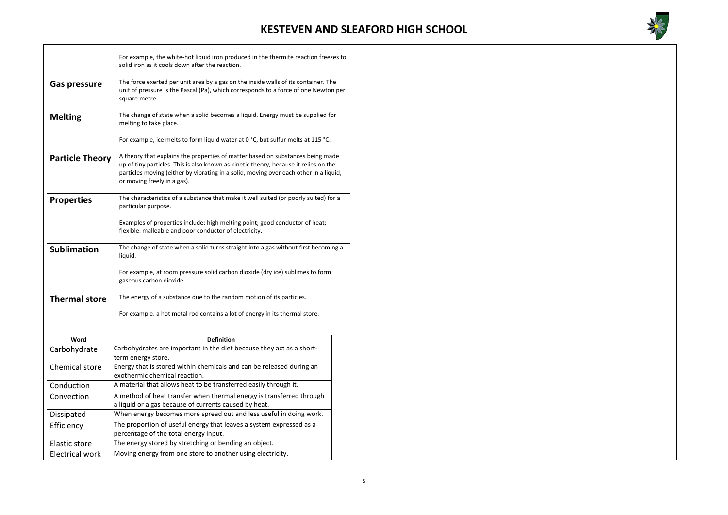| | |
|---|---|
| | For example, the white-hot liquid iron produced in the thermite reaction freezes to solid iron as it cools down after the reaction. |
| **Gas pressure** | The force exerted per unit area by a gas on the inside walls of its container. The unit of pressure is the Pascal (Pa), which corresponds to a force of one Newton per square metre. |
| **Melting** | The change of state when a solid becomes a liquid. Energy must be supplied for melting to take place.<br><br>For example, ice melts to form liquid water at 0 °C, but sulfur melts at 115 °C. |
| **Particle Theory** | A theory that explains the properties of matter based on substances being made up of tiny particles. This is also known as kinetic theory, because it relies on the particles moving (either by vibrating in a solid, moving over each other in a liquid, or moving freely in a gas). |
| **Properties** | The characteristics of a substance that make it well suited (or poorly suited) for a particular purpose.<br><br>Examples of properties include: high melting point; good conductor of heat; flexible; malleable and poor conductor of electricity. |
| **Sublimation** | The change of state when a solid turns straight into a gas without first becoming a liquid.<br><br>For example, at room pressure solid carbon dioxide (dry ice) sublimes to form gaseous carbon dioxide. |
| **Thermal store** | The energy of a substance due to the random motion of its particles.<br><br>For example, a hot metal rod contains a lot of energy in its thermal store. |

| Word | Definition |
|---|---|
| Carbohydrate | Carbohydrates are important in the diet because they act as a short-term energy store. |
| Chemical store | Energy that is stored within chemicals and can be released during an exothermic chemical reaction. |
| Conduction | A material that allows heat to be transferred easily through it. |
| Convection | A method of heat transfer when thermal energy is transferred through a liquid or a gas because of currents caused by heat. |
| Dissipated | When energy becomes more spread out and less useful in doing work. |
| Efficiency | The proportion of useful energy that leaves a system expressed as a percentage of the total energy input. |
| Elastic store | The energy stored by stretching or bending an object. |
| Electrical work | Moving energy from one store to another using electricity. |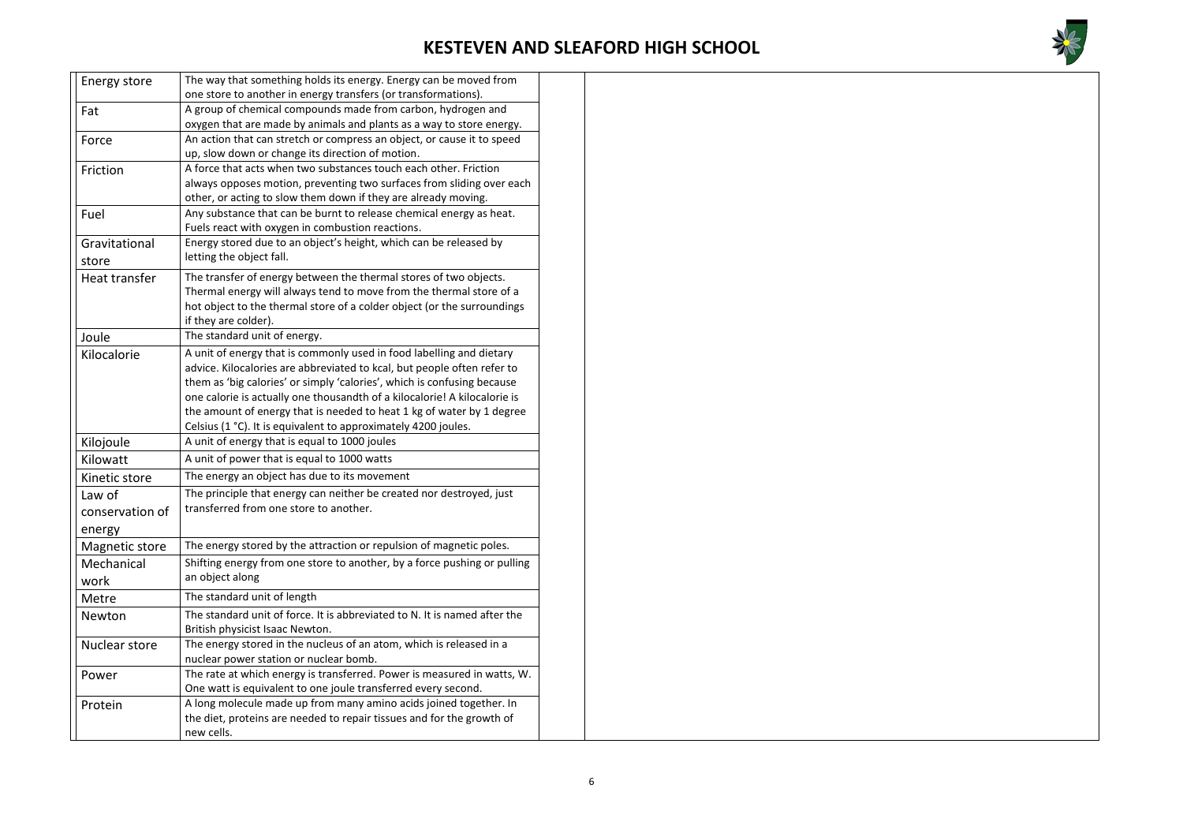# KESTEVEN AND SLEAFORD HIGH SCHOOL

| | | |
|---|---|---|
| Energy store | The way that something holds its energy. Energy can be moved from one store to another in energy transfers (or transformations). | |
| Fat | A group of chemical compounds made from carbon, hydrogen and oxygen that are made by animals and plants as a way to store energy. | |
| Force | An action that can stretch or compress an object, or cause it to speed up, slow down or change its direction of motion. | |
| Friction | A force that acts when two substances touch each other. Friction always opposes motion, preventing two surfaces from sliding over each other, or acting to slow them down if they are already moving. | |
| Fuel | Any substance that can be burnt to release chemical energy as heat. Fuels react with oxygen in combustion reactions. | |
| Gravitational store | Energy stored due to an object's height, which can be released by letting the object fall. | |
| Heat transfer | The transfer of energy between the thermal stores of two objects. Thermal energy will always tend to move from the thermal store of a hot object to the thermal store of a colder object (or the surroundings if they are colder). | |
| Joule | The standard unit of energy. | |
| Kilocalorie | A unit of energy that is commonly used in food labelling and dietary advice. Kilocalories are abbreviated to kcal, but people often refer to them as 'big calories' or simply 'calories', which is confusing because one calorie is actually one thousandth of a kilocalorie! A kilocalorie is the amount of energy that is needed to heat 1 kg of water by 1 degree Celsius (1 °C). It is equivalent to approximately 4200 joules. | |
| Kilojoule | A unit of energy that is equal to 1000 joules | |
| Kilowatt | A unit of power that is equal to 1000 watts | |
| Kinetic store | The energy an object has due to its movement | |
| Law of conservation of energy | The principle that energy can neither be created nor destroyed, just transferred from one store to another. | |
| Magnetic store | The energy stored by the attraction or repulsion of magnetic poles. | |
| Mechanical work | Shifting energy from one store to another, by a force pushing or pulling an object along | |
| Metre | The standard unit of length | |
| Newton | The standard unit of force. It is abbreviated to N. It is named after the British physicist Isaac Newton. | |
| Nuclear store | The energy stored in the nucleus of an atom, which is released in a nuclear power station or nuclear bomb. | |
| Power | The rate at which energy is transferred. Power is measured in watts, W. One watt is equivalent to one joule transferred every second. | |
| Protein | A long molecule made up from many amino acids joined together. In the diet, proteins are needed to repair tissues and for the growth of new cells. | |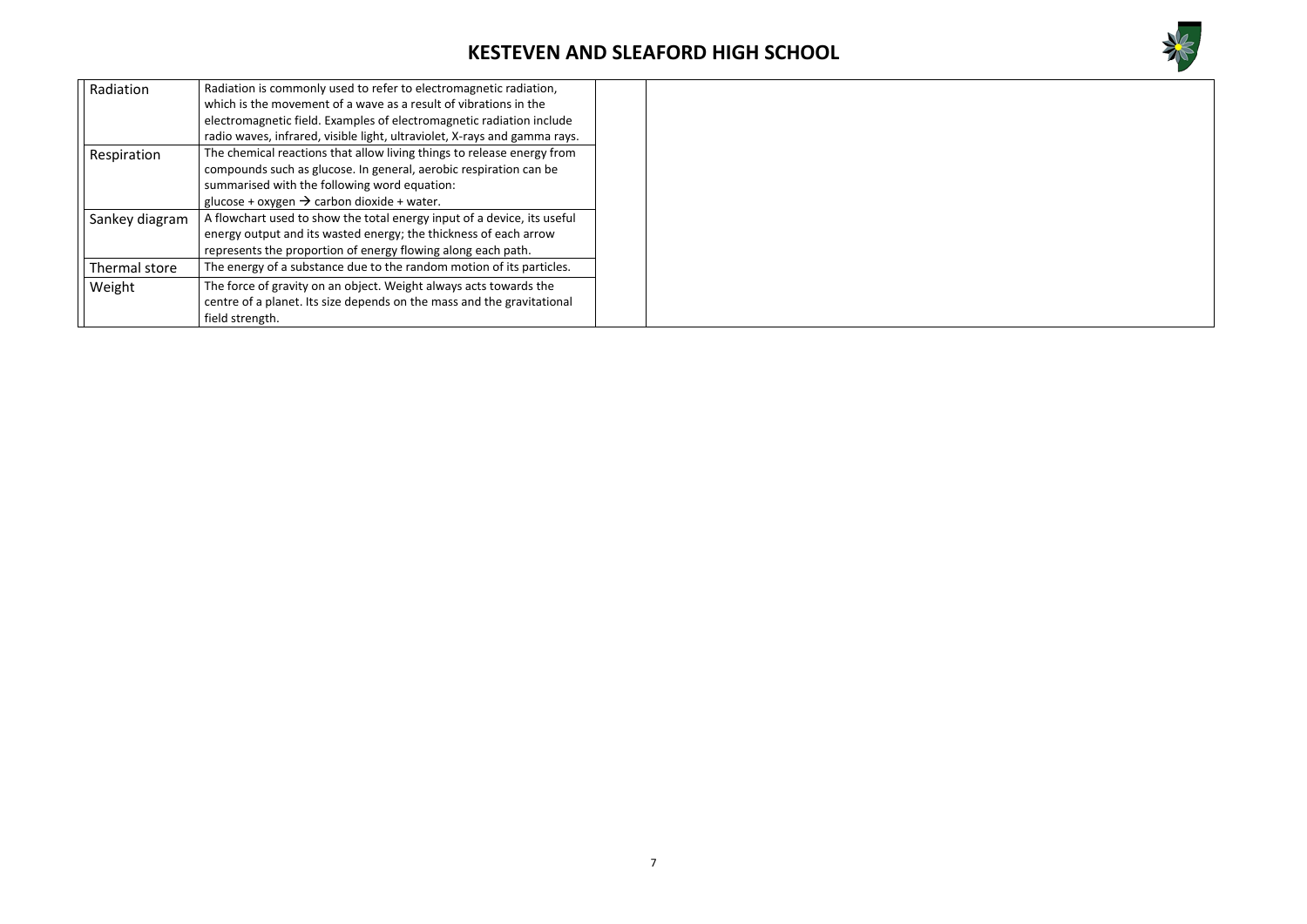| | | | |
|---|---|---|---|
| Radiation | Radiation is commonly used to refer to electromagnetic radiation, which is the movement of a wave as a result of vibrations in the electromagnetic field. Examples of electromagnetic radiation include radio waves, infrared, visible light, ultraviolet, X-rays and gamma rays. | | |
| Respiration | The chemical reactions that allow living things to release energy from compounds such as glucose. In general, aerobic respiration can be summarised with the following word equation: glucose + oxygen → carbon dioxide + water. | | |
| Sankey diagram | A flowchart used to show the total energy input of a device, its useful energy output and its wasted energy; the thickness of each arrow represents the proportion of energy flowing along each path. | | |
| Thermal store | The energy of a substance due to the random motion of its particles. | | |
| Weight | The force of gravity on an object. Weight always acts towards the centre of a planet. Its size depends on the mass and the gravitational field strength. | | |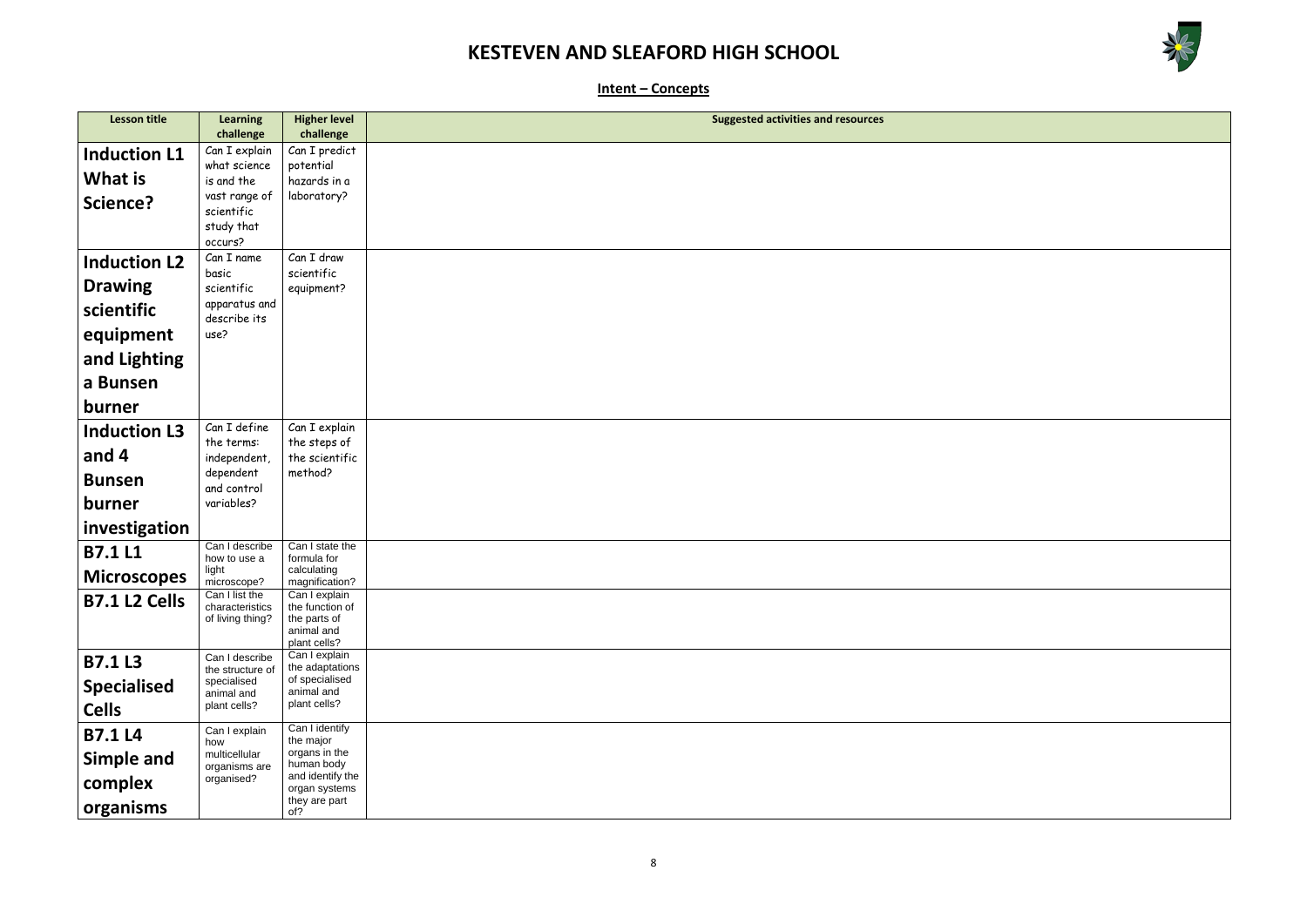# KESTEVEN AND SLEAFORD HIGH SCHOOL

**Intent – Concepts**

| Lesson title | Learning challenge | Higher level challenge | Suggested activities and resources |
|---|---|---|---|
| **Induction L1 What is Science?** | Can I explain what science is and the vast range of scientific study that occurs? | Can I predict potential hazards in a laboratory? | |
| **Induction L2 Drawing scientific equipment and Lighting a Bunsen burner** | Can I name basic scientific apparatus and describe its use? | Can I draw scientific equipment? | |
| **Induction L3 and 4 Bunsen burner investigation** | Can I define the terms: independent, dependent and control variables? | Can I explain the steps of the scientific method? | |
| **B7.1 L1 Microscopes** | Can I describe how to use a light microscope? | Can I state the formula for calculating magnification? | |
| **B7.1 L2 Cells** | Can I list the characteristics of living thing? | Can I explain the function of the parts of animal and plant cells? | |
| **B7.1 L3 Specialised Cells** | Can I describe the structure of specialised animal and plant cells? | Can I explain the adaptations of specialised animal and plant cells? | |
| **B7.1 L4 Simple and complex organisms** | Can I explain how multicellular organisms are organised? | Can I identify the major organs in the human body and identify the organ systems they are part of? | |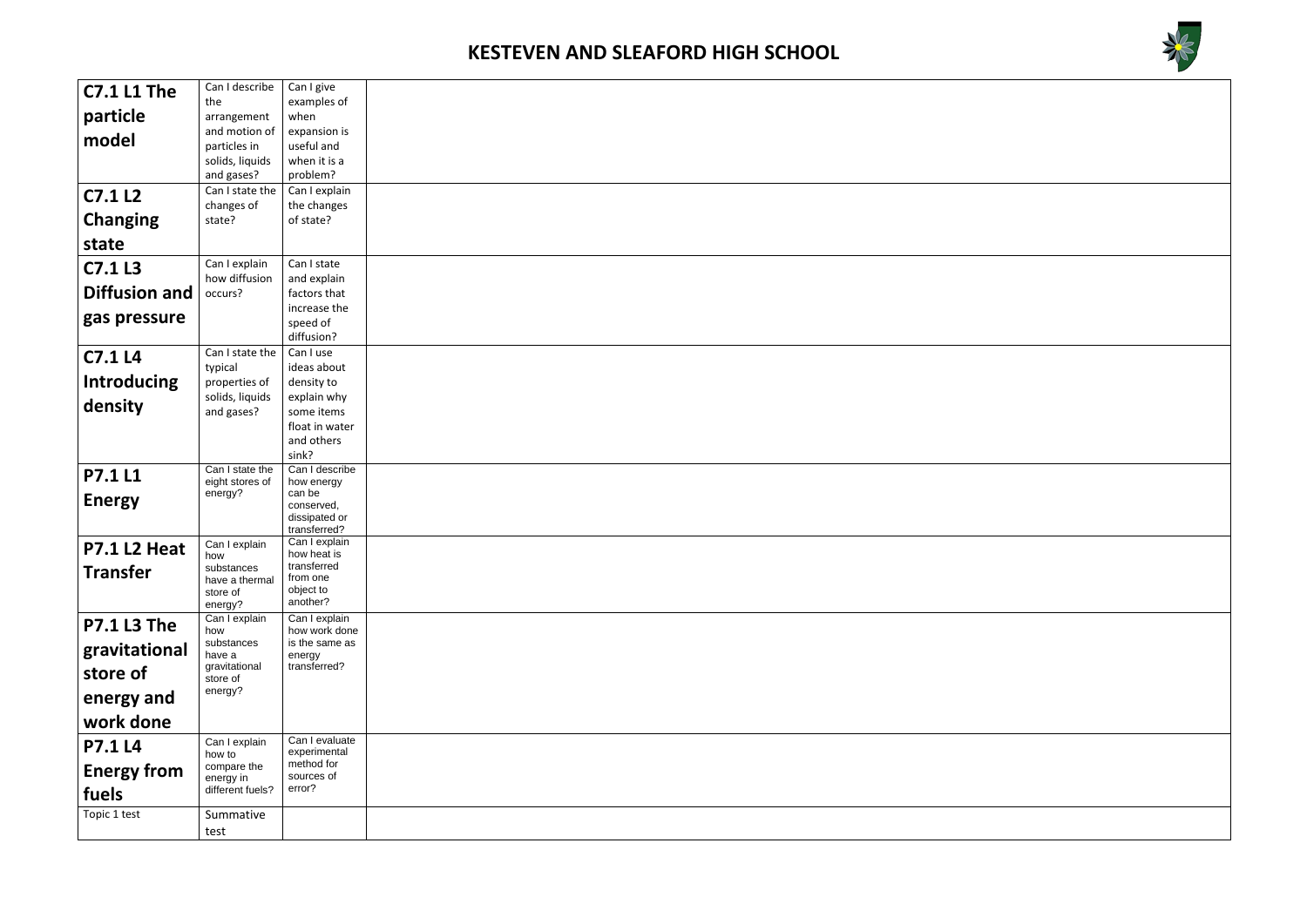# KESTEVEN AND SLEAFORD HIGH SCHOOL

| | | | |
|---|---|---|---|
| **C7.1 L1 The particle model** | Can I describe the arrangement and motion of particles in solids, liquids and gases? | Can I give examples of when expansion is useful and when it is a problem? | |
| **C7.1 L2 Changing state** | Can I state the changes of state? | Can I explain the changes of state? | |
| **C7.1 L3 Diffusion and gas pressure** | Can I explain how diffusion occurs? | Can I state and explain factors that increase the speed of diffusion? | |
| **C7.1 L4 Introducing density** | Can I state the typical properties of solids, liquids and gases? | Can I use ideas about density to explain why some items float in water and others sink? | |
| **P7.1 L1 Energy** | Can I state the eight stores of energy? | Can I describe how energy can be conserved, dissipated or transferred? | |
| **P7.1 L2 Heat Transfer** | Can I explain how substances have a thermal store of energy? | Can I explain how heat is transferred from one object to another? | |
| **P7.1 L3 The gravitational store of energy and work done** | Can I explain how substances have a gravitational store of energy? | Can I explain how work done is the same as energy transferred? | |
| **P7.1 L4 Energy from fuels** | Can I explain how to compare the energy in different fuels? | Can I evaluate experimental method for sources of error? | |
| Topic 1 test | Summative test | | |